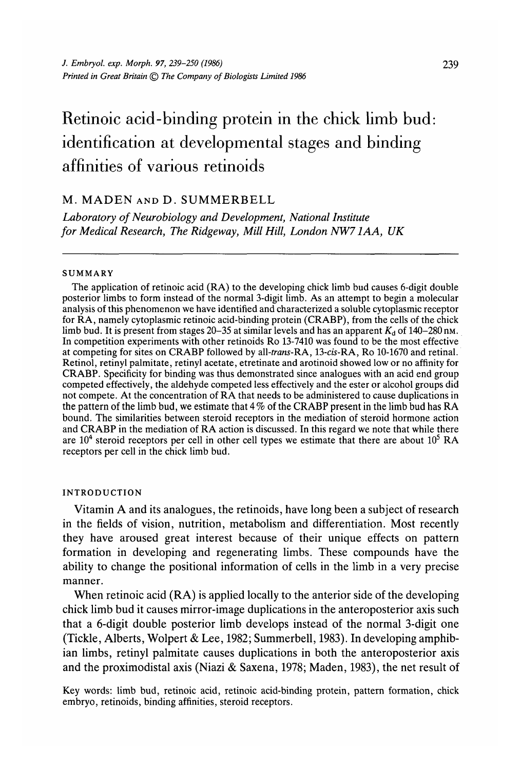# Retinoic acid-binding protein in the chick limb bud: identification at developmental stages and binding affinities of various retinoids

M. MADEN AND D. SUMMERBELL

*Laboratory of Neurobiology and Development, National Institute for Medical Research, The Ridgeway, Mill Hill, London NW7 1AA, UK*

## SUMMARY

The application of retinoic acid (RA) to the developing chick limb bud causes 6-digit double posterior limbs to form instead of the normal 3-digit limb. As an attempt to begin a molecular analysis of this phenomenon we have identified and characterized a soluble cytoplasmic receptor for RA, namely cytoplasmic retinoic acid-binding protein (CRABP), from the cells of the chick limb bud. It is present from stages 20–35 at similar levels and has an apparent $K_d$ of 140–280 nM. In competition experiments with other retinoids Ro 13-7410 was found to be the most effective at competing for sites on CRABP followed by *all-trans*-RA, 13-*cis*-RA, Ro 10-1670 and retinal. Retinol, retinyl palmitate, retinyl acetate, etretinate and arotinoid showed low or no affinity for CRABP. Specificity for binding was thus demonstrated since analogues with an acid end group competed effectively, the aldehyde competed less effectively and the ester or alcohol groups did not compete. At the concentration of RA that needs to be administered to cause duplications in the pattern of the limb bud, we estimate that 4 % of the CRABP present in the limb bud has RA bound. The similarities between steroid receptors in the mediation of steroid hormone action and CRABP in the mediation of RA action is discussed. In this regard we note that while there are $10^4$ steroid receptors per cell in other cell types we estimate that there are about $10^5$ RA receptors per cell in the chick limb bud.

## INTRODUCTION

Vitamin A and its analogues, the retinoids, have long been a subject of research in the fields of vision, nutrition, metabolism and differentiation. Most recently they have aroused great interest because of their unique effects on pattern formation in developing and regenerating limbs. These compounds have the ability to change the positional information of cells in the limb in a very precise manner.

When retinoic acid (RA) is applied locally to the anterior side of the developing chick limb bud it causes mirror-image duplications in the anteroposterior axis such that a 6-digit double posterior limb develops instead of the normal 3-digit one (Tickle, Alberts, Wolpert & Lee, 1982; Summerbell, 1983). In developing amphibian limbs, retinyl palmitate causes duplications in both the anteroposterior axis and the proximodistal axis (Niazi & Saxena, 1978; Maden, 1983), the net result of

Key words: limb bud, retinoic acid, retinoic acid-binding protein, pattern formation, chick embryo, retinoids, binding affinities, steroid receptors.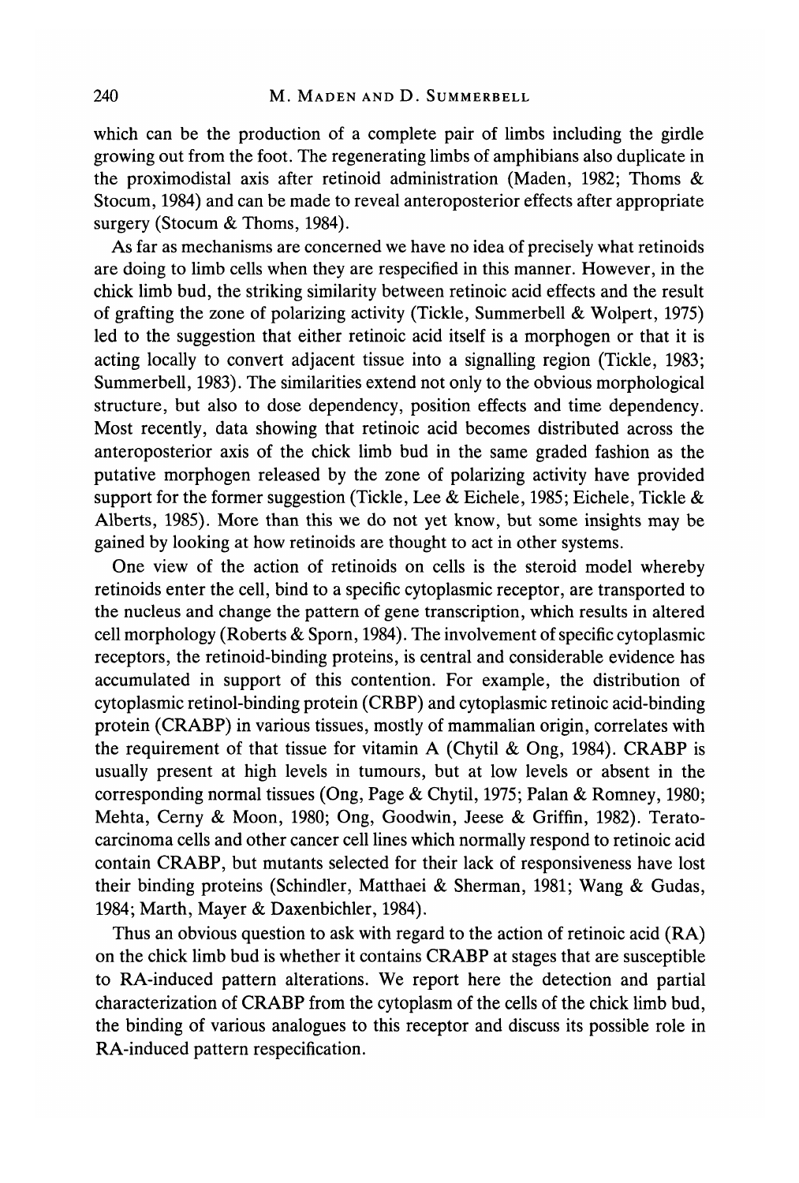which can be the production of a complete pair of limbs including the girdle growing out from the foot. The regenerating limbs of amphibians also duplicate in the proximodistal axis after retinoid administration (Maden, 1982; Thoms & Stocum, 1984) and can be made to reveal anteroposterior effects after appropriate surgery (Stocum & Thoms, 1984).

As far as mechanisms are concerned we have no idea of precisely what retinoids are doing to limb cells when they are respecified in this manner. However, in the chick limb bud, the striking similarity between retinoic acid effects and the result of grafting the zone of polarizing activity (Tickle, Summerbell & Wolpert, 1975) led to the suggestion that either retinoic acid itself is a morphogen or that it is acting locally to convert adjacent tissue into a signalling region (Tickle, 1983; Summerbell, 1983). The similarities extend not only to the obvious morphological structure, but also to dose dependency, position effects and time dependency. Most recently, data showing that retinoic acid becomes distributed across the anteroposterior axis of the chick limb bud in the same graded fashion as the putative morphogen released by the zone of polarizing activity have provided support for the former suggestion (Tickle, Lee & Eichele, 1985; Eichele, Tickle & Alberts, 1985). More than this we do not yet know, but some insights may be gained by looking at how retinoids are thought to act in other systems.

One view of the action of retinoids on cells is the steroid model whereby retinoids enter the cell, bind to a specific cytoplasmic receptor, are transported to the nucleus and change the pattern of gene transcription, which results in altered cell morphology (Roberts & Sporn, 1984). The involvement of specific cytoplasmic receptors, the retinoid-binding proteins, is central and considerable evidence has accumulated in support of this contention. For example, the distribution of cytoplasmic retinol-binding protein (CRBP) and cytoplasmic retinoic acid-binding protein (CRABP) in various tissues, mostly of mammalian origin, correlates with the requirement of that tissue for vitamin A (Chytil & Ong, 1984). CRABP is usually present at high levels in tumours, but at low levels or absent in the corresponding normal tissues (Ong, Page & Chytil, 1975; Palan & Romney, 1980; Mehta, Cerny & Moon, 1980; Ong, Goodwin, Jeese & Griffin, 1982). Teratocarcinoma cells and other cancer cell lines which normally respond to retinoic acid contain CRABP, but mutants selected for their lack of responsiveness have lost their binding proteins (Schindler, Matthaei & Sherman, 1981; Wang & Gudas, 1984; Marth, Mayer & Daxenbichler, 1984).

Thus an obvious question to ask with regard to the action of retinoic acid (RA) on the chick limb bud is whether it contains CRABP at stages that are susceptible to RA-induced pattern alterations. We report here the detection and partial characterization of CRABP from the cytoplasm of the cells of the chick limb bud, the binding of various analogues to this receptor and discuss its possible role in RA-induced pattern respecification.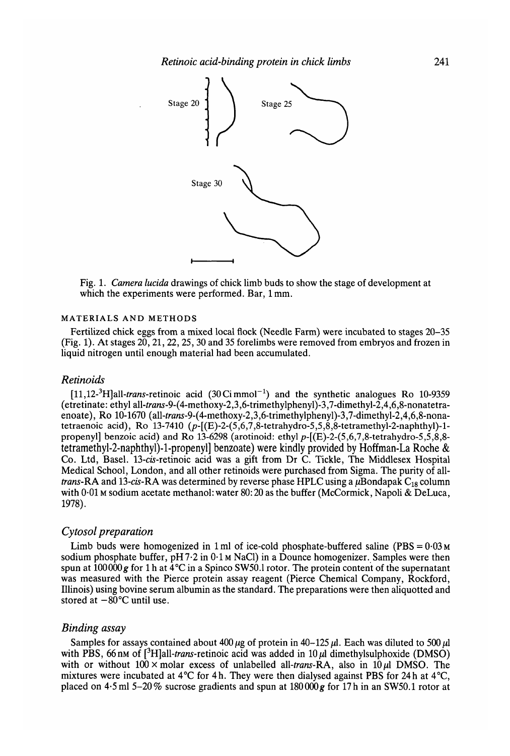Stage 20

Stage 25

Stage 30

Fig. 1. *Camera lucida* drawings of chick limb buds to show the stage of development at which the experiments were performed. Bar, 1 mm.

## MATERIALS AND METHODS

Fertilized chick eggs from a mixed local flock (Needle Farm) were incubated to stages 20–35 (Fig. 1). At stages 20, 21, 22, 25, 30 and 35 forelimbs were removed from embryos and frozen in liquid nitrogen until enough material had been accumulated.

### *Retinoids*

[11,12-$^3$H]all-*trans*-retinoic acid (30 Ci mmol$^{-1}$) and the synthetic analogues Ro 10-9359 (etretinate: ethyl all-*trans*-9-(4-methoxy-2,3,6-trimethylphenyl)-3,7-dimethyl-2,4,6,8-nonatetraenoate), Ro 10-1670 (all-*trans*-9-(4-methoxy-2,3,6-trimethylphenyl)-3,7-dimethyl-2,4,6,8-nonatetraenoic acid), Ro 13-7410 (*p*-[(E)-2-(5,6,7,8-tetrahydro-5,5,8,8-tetramethyl-2-naphthyl)-1-propenyl] benzoic acid) and Ro 13-6298 (arotinoid: ethyl *p*-[(E)-2-(5,6,7,8-tetrahydro-5,5,8,8-tetramethyl-2-naphthyl)-1-propenyl] benzoate) were kindly provided by Hoffman-La Roche & Co. Ltd, Basel. 13-*cis*-retinoic acid was a gift from Dr C. Tickle, The Middlesex Hospital Medical School, London, and all other retinoids were purchased from Sigma. The purity of all-*trans*-RA and 13-*cis*-RA was determined by reverse phase HPLC using a $\mu$Bondapak $C_{18}$ column with 0·01 M sodium acetate methanol: water 80:20 as the buffer (McCormick, Napoli & DeLuca, 1978).

### *Cytosol preparation*

Limb buds were homogenized in 1 ml of ice-cold phosphate-buffered saline (PBS = 0·03 M sodium phosphate buffer, pH 7·2 in 0·1 M NaCl) in a Dounce homogenizer. Samples were then spun at 100 000 *g* for 1 h at 4 °C in a Spinco SW50.1 rotor. The protein content of the supernatant was measured with the Pierce protein assay reagent (Pierce Chemical Company, Rockford, Illinois) using bovine serum albumin as the standard. The preparations were then aliquotted and stored at −80 °C until use.

### *Binding assay*

Samples for assays contained about 400 $\mu$g of protein in 40–125 $\mu$l. Each was diluted to 500 $\mu$l with PBS, 66 nM of [$^3$H]all-*trans*-retinoic acid was added in 10 $\mu$l dimethylsulphoxide (DMSO) with or without 100 × molar excess of unlabelled all-*trans*-RA, also in 10 $\mu$l DMSO. The mixtures were incubated at 4 °C for 4 h. They were then dialysed against PBS for 24 h at 4 °C, placed on 4·5 ml 5–20 % sucrose gradients and spun at 180 000 *g* for 17 h in an SW50.1 rotor at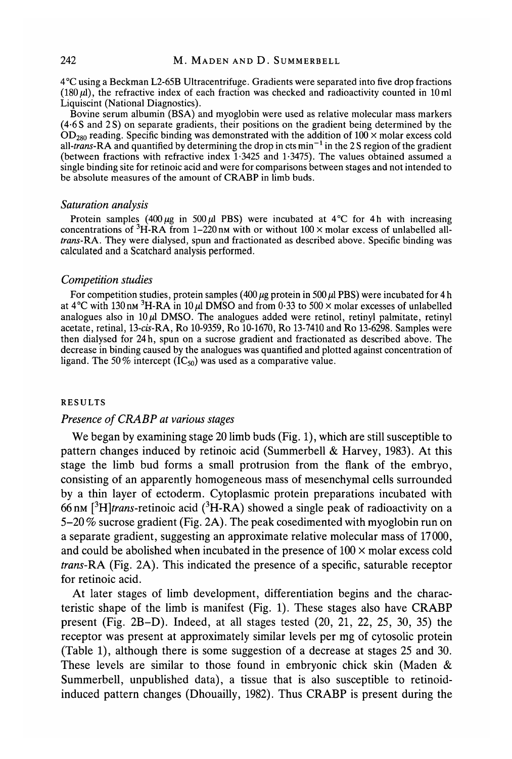4°C using a Beckman L2-65B Ultracentrifuge. Gradients were separated into five drop fractions (180 μl), the refractive index of each fraction was checked and radioactivity counted in 10 ml Liquiscint (National Diagnostics).

Bovine serum albumin (BSA) and myoglobin were used as relative molecular mass markers (4·6 S and 2 S) on separate gradients, their positions on the gradient being determined by the $OD_{280}$ reading. Specific binding was demonstrated with the addition of 100 × molar excess cold all-*trans*-RA and quantified by determining the drop in cts $min^{-1}$ in the 2 S region of the gradient (between fractions with refractive index 1·3425 and 1·3475). The values obtained assumed a single binding site for retinoic acid and were for comparisons between stages and not intended to be absolute measures of the amount of CRABP in limb buds.

### *Saturation analysis*

Protein samples (400 μg in 500 μl PBS) were incubated at 4°C for 4 h with increasing concentrations of $^3$H-RA from 1–220 nM with or without 100 × molar excess of unlabelled all-*trans*-RA. They were dialysed, spun and fractionated as described above. Specific binding was calculated and a Scatchard analysis performed.

### *Competition studies*

For competition studies, protein samples (400 μg protein in 500 μl PBS) were incubated for 4 h at 4°C with 130 nM $^3$H-RA in 10 μl DMSO and from 0·33 to 500 × molar excesses of unlabelled analogues also in 10 μl DMSO. The analogues added were retinol, retinyl palmitate, retinyl acetate, retinal, 13-*cis*-RA, Ro 10-9359, Ro 10-1670, Ro 13-7410 and Ro 13-6298. Samples were then dialysed for 24 h, spun on a sucrose gradient and fractionated as described above. The decrease in binding caused by the analogues was quantified and plotted against concentration of ligand. The 50 % intercept ($IC_{50}$) was used as a comparative value.

## RESULTS

### *Presence of CRABP at various stages*

We began by examining stage 20 limb buds (Fig. 1), which are still susceptible to pattern changes induced by retinoic acid (Summerbell & Harvey, 1983). At this stage the limb bud forms a small protrusion from the flank of the embryo, consisting of an apparently homogeneous mass of mesenchymal cells surrounded by a thin layer of ectoderm. Cytoplasmic protein preparations incubated with 66 nM [$^3$H]*trans*-retinoic acid ($^3$H-RA) showed a single peak of radioactivity on a 5–20 % sucrose gradient (Fig. 2A). The peak cosedimented with myoglobin run on a separate gradient, suggesting an approximate relative molecular mass of 17 000, and could be abolished when incubated in the presence of 100 × molar excess cold *trans*-RA (Fig. 2A). This indicated the presence of a specific, saturable receptor for retinoic acid.

At later stages of limb development, differentiation begins and the characteristic shape of the limb is manifest (Fig. 1). These stages also have CRABP present (Fig. 2B–D). Indeed, at all stages tested (20, 21, 22, 25, 30, 35) the receptor was present at approximately similar levels per mg of cytosolic protein (Table 1), although there is some suggestion of a decrease at stages 25 and 30. These levels are similar to those found in embryonic chick skin (Maden & Summerbell, unpublished data), a tissue that is also susceptible to retinoid-induced pattern changes (Dhouailly, 1982). Thus CRABP is present during the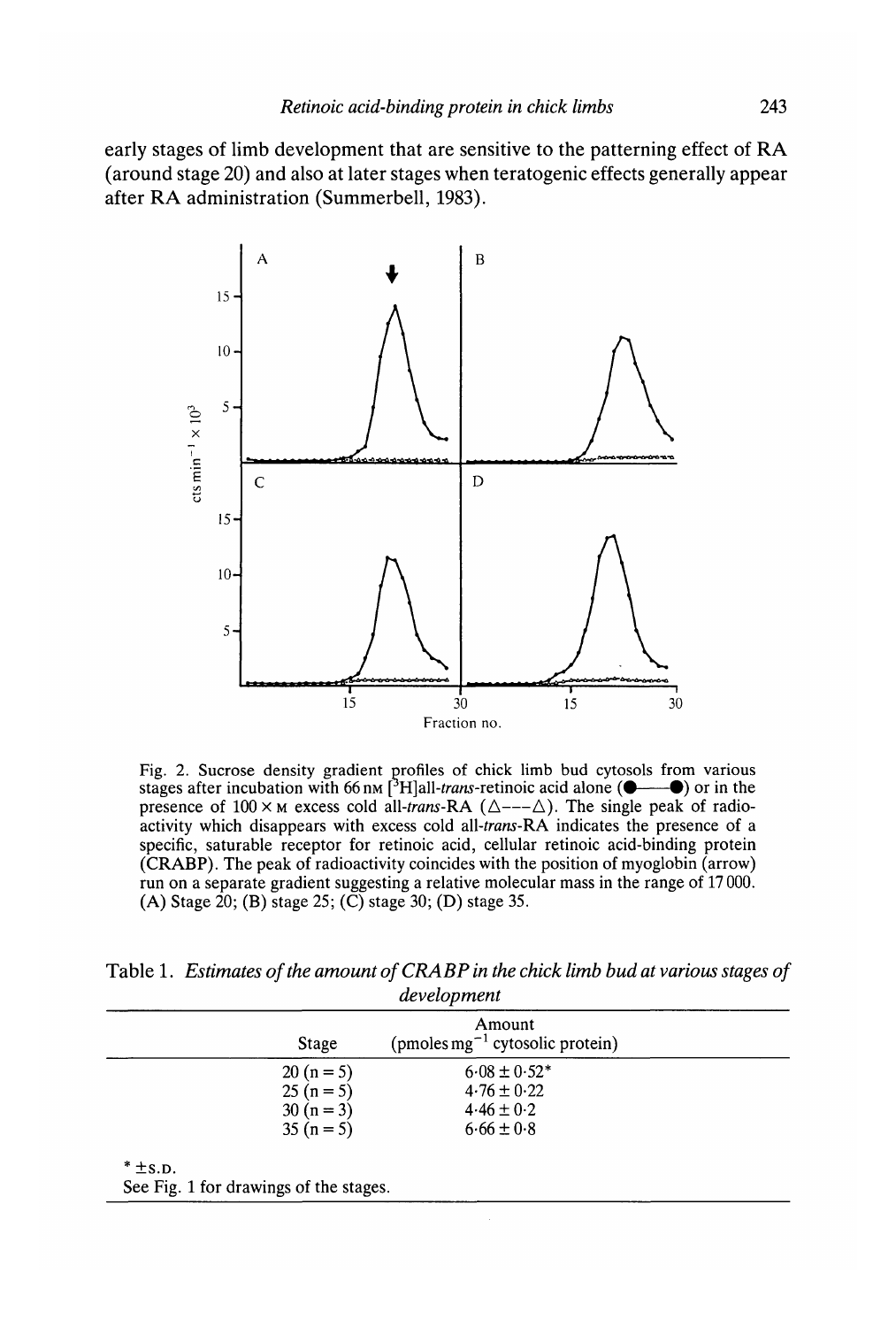early stages of limb development that are sensitive to the patterning effect of RA (around stage 20) and also at later stages when teratogenic effects generally appear after RA administration (Summerbell, 1983).

A

B

C

D

15

10

5

cts min$^{-1}$ × 10$^{3}$

15

30

15

30

Fraction no.

Fig. 2. Sucrose density gradient profiles of chick limb bud cytosols from various stages after incubation with 66 nM [$^{3}$H]all-*trans*-retinoic acid alone (●——●) or in the presence of 100 × M excess cold all-*trans*-RA (△---△). The single peak of radioactivity which disappears with excess cold all-*trans*-RA indicates the presence of a specific, saturable receptor for retinoic acid, cellular retinoic acid-binding protein (CRABP). The peak of radioactivity coincides with the position of myoglobin (arrow) run on a separate gradient suggesting a relative molecular mass in the range of 17 000. (A) Stage 20; (B) stage 25; (C) stage 30; (D) stage 35.

Table 1. *Estimates of the amount of CRABP in the chick limb bud at various stages of development*

| Stage | Amount (pmoles mg$^{-1}$ cytosolic protein) |
|---|---|
| 20 (n = 5) | 6·08 ± 0·52* |
| 25 (n = 5) | 4·76 ± 0·22 |
| 30 (n = 3) | 4·46 ± 0·2 |
| 35 (n = 5) | 6·66 ± 0·8 |

* ±S.D.
See Fig. 1 for drawings of the stages.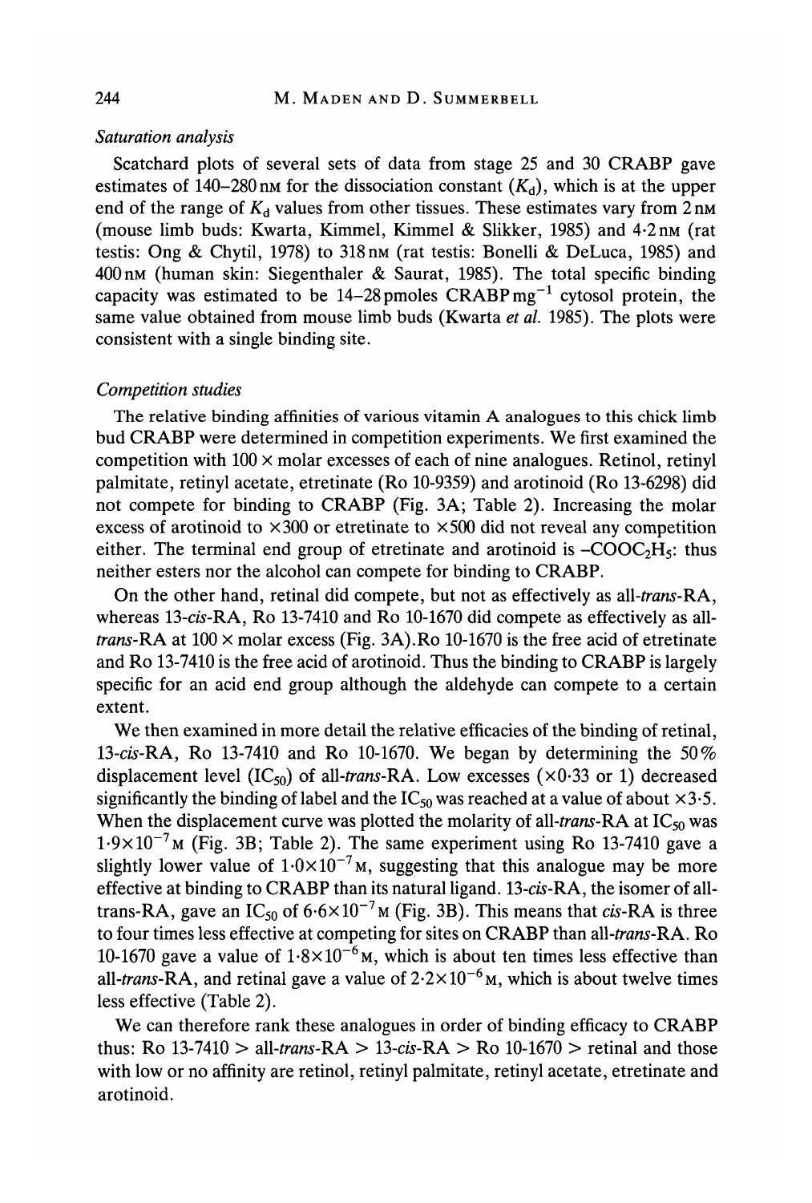### *Saturation analysis*

Scatchard plots of several sets of data from stage 25 and 30 CRABP gave estimates of 140–280 nM for the dissociation constant ($K_d$), which is at the upper end of the range of $K_d$ values from other tissues. These estimates vary from 2 nM (mouse limb buds: Kwarta, Kimmel, Kimmel & Slikker, 1985) and 4·2 nM (rat testis: Ong & Chytil, 1978) to 318 nM (rat testis: Bonelli & DeLuca, 1985) and 400 nM (human skin: Siegenthaler & Saurat, 1985). The total specific binding capacity was estimated to be 14–28 pmoles CRABP $mg^{-1}$ cytosol protein, the same value obtained from mouse limb buds (Kwarta *et al.* 1985). The plots were consistent with a single binding site.

### *Competition studies*

The relative binding affinities of various vitamin A analogues to this chick limb bud CRABP were determined in competition experiments. We first examined the competition with 100 × molar excesses of each of nine analogues. Retinol, retinyl palmitate, retinyl acetate, etretinate (Ro 10-9359) and arotinoid (Ro 13-6298) did not compete for binding to CRABP (Fig. 3A; Table 2). Increasing the molar excess of arotinoid to ×300 or etretinate to ×500 did not reveal any competition either. The terminal end group of etretinate and arotinoid is $-COOC_2H_5$: thus neither esters nor the alcohol can compete for binding to CRABP.

On the other hand, retinal did compete, but not as effectively as all-*trans*-RA, whereas 13-*cis*-RA, Ro 13-7410 and Ro 10-1670 did compete as effectively as all-*trans*-RA at 100 × molar excess (Fig. 3A). Ro 10-1670 is the free acid of etretinate and Ro 13-7410 is the free acid of arotinoid. Thus the binding to CRABP is largely specific for an acid end group although the aldehyde can compete to a certain extent.

We then examined in more detail the relative efficacies of the binding of retinal, 13-*cis*-RA, Ro 13-7410 and Ro 10-1670. We began by determining the 50% displacement level ($IC_{50}$) of all-*trans*-RA. Low excesses (×0·33 or 1) decreased significantly the binding of label and the $IC_{50}$ was reached at a value of about ×3·5. When the displacement curve was plotted the molarity of all-*trans*-RA at $IC_{50}$ was $1{\cdot}9\times10^{-7}$ M (Fig. 3B; Table 2). The same experiment using Ro 13-7410 gave a slightly lower value of $1{\cdot}0\times10^{-7}$ M, suggesting that this analogue may be more effective at binding to CRABP than its natural ligand. 13-*cis*-RA, the isomer of all-trans-RA, gave an $IC_{50}$ of $6{\cdot}6\times10^{-7}$ M (Fig. 3B). This means that *cis*-RA is three to four times less effective at competing for sites on CRABP than all-*trans*-RA. Ro 10-1670 gave a value of $1{\cdot}8\times10^{-6}$ M, which is about ten times less effective than all-*trans*-RA, and retinal gave a value of $2{\cdot}2\times10^{-6}$ M, which is about twelve times less effective (Table 2).

We can therefore rank these analogues in order of binding efficacy to CRABP thus: Ro 13-7410 > all-*trans*-RA > 13-*cis*-RA > Ro 10-1670 > retinal and those with low or no affinity are retinol, retinyl palmitate, retinyl acetate, etretinate and arotinoid.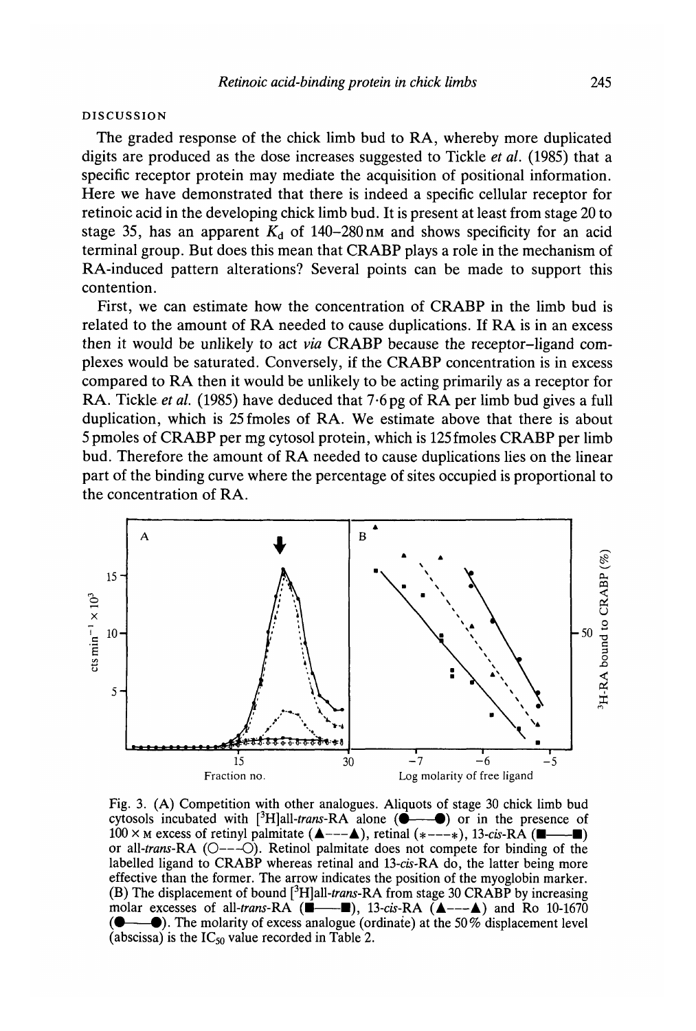## DISCUSSION

The graded response of the chick limb bud to RA, whereby more duplicated digits are produced as the dose increases suggested to Tickle *et al.* (1985) that a specific receptor protein may mediate the acquisition of positional information. Here we have demonstrated that there is indeed a specific cellular receptor for retinoic acid in the developing chick limb bud. It is present at least from stage 20 to stage 35, has an apparent $K_d$ of 140–280 nM and shows specificity for an acid terminal group. But does this mean that CRABP plays a role in the mechanism of RA-induced pattern alterations? Several points can be made to support this contention.

First, we can estimate how the concentration of CRABP in the limb bud is related to the amount of RA needed to cause duplications. If RA is in an excess then it would be unlikely to act *via* CRABP because the receptor–ligand complexes would be saturated. Conversely, if the CRABP concentration is in excess compared to RA then it would be unlikely to be acting primarily as a receptor for RA. Tickle *et al.* (1985) have deduced that 7·6 pg of RA per limb bud gives a full duplication, which is 25 fmoles of RA. We estimate above that there is about 5 pmoles of CRABP per mg cytosol protein, which is 125 fmoles CRABP per limb bud. Therefore the amount of RA needed to cause duplications lies on the linear part of the binding curve where the percentage of sites occupied is proportional to the concentration of RA.

A

B

cts min$^{-1}$ × $10^3$

15

10

5

15

30

Fraction no.

−7

−6

−5

Log molarity of free ligand

50

$^3$H-RA bound to CRABP (%)

Fig. 3. (A) Competition with other analogues. Aliquots of stage 30 chick limb bud cytosols incubated with [$^3$H]all-*trans*-RA alone (●——●) or in the presence of 100 × M excess of retinyl palmitate (▲---▲), retinal (*---*), 13-*cis*-RA (■——■) or all-*trans*-RA (O---O). Retinol palmitate does not compete for binding of the labelled ligand to CRABP whereas retinal and 13-*cis*-RA do, the latter being more effective than the former. The arrow indicates the position of the myoglobin marker. (B) The displacement of bound [$^3$H]all-*trans*-RA from stage 30 CRABP by increasing molar excesses of all-*trans*-RA (■——■), 13-*cis*-RA (▲---▲) and Ro 10-1670 (●——●). The molarity of excess analogue (ordinate) at the 50 % displacement level (abscissa) is the $IC_{50}$ value recorded in Table 2.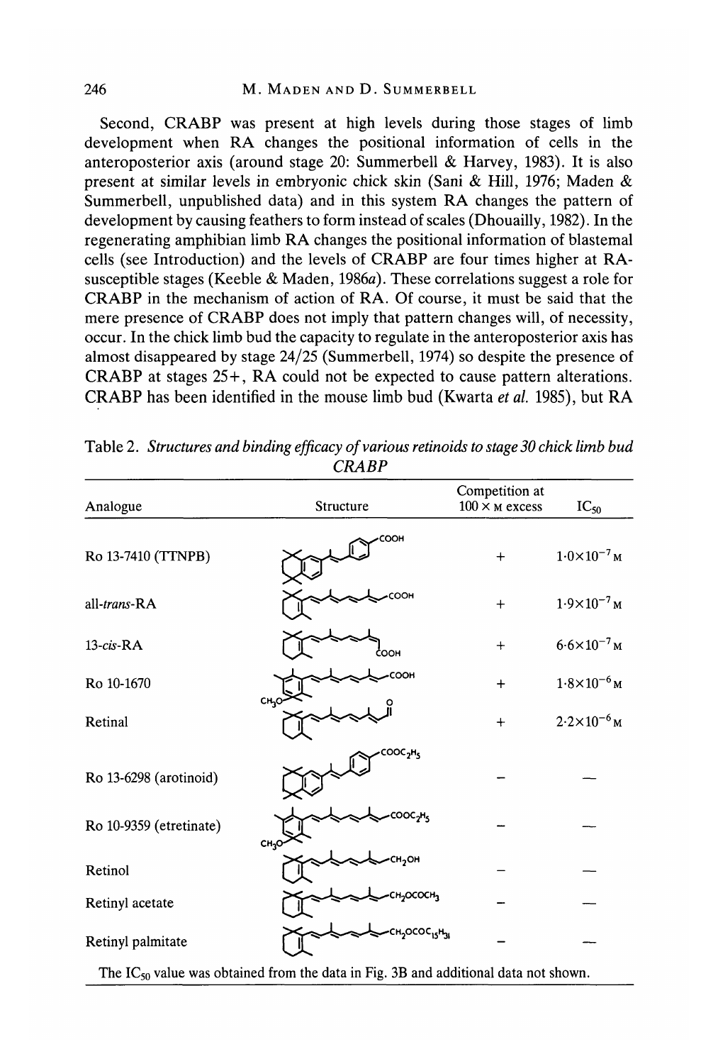Second, CRABP was present at high levels during those stages of limb development when RA changes the positional information of cells in the anteroposterior axis (around stage 20: Summerbell & Harvey, 1983). It is also present at similar levels in embryonic chick skin (Sani & Hill, 1976; Maden & Summerbell, unpublished data) and in this system RA changes the pattern of development by causing feathers to form instead of scales (Dhouailly, 1982). In the regenerating amphibian limb RA changes the positional information of blastemal cells (see Introduction) and the levels of CRABP are four times higher at RA-susceptible stages (Keeble & Maden, 1986*a*). These correlations suggest a role for CRABP in the mechanism of action of RA. Of course, it must be said that the mere presence of CRABP does not imply that pattern changes will, of necessity, occur. In the chick limb bud the capacity to regulate in the anteroposterior axis has almost disappeared by stage 24/25 (Summerbell, 1974) so despite the presence of CRABP at stages 25+, RA could not be expected to cause pattern alterations. CRABP has been identified in the mouse limb bud (Kwarta *et al.* 1985), but RA

Table 2. *Structures and binding efficacy of various retinoids to stage 30 chick limb bud CRABP*

| Analogue | Structure | Competition at 100 × M excess | $IC_{50}$ |
|---|---|---|---|
| Ro 13-7410 (TTNPB) | COOH | + | $1 \cdot 0 \times 10^{-7}$ M |
| all-*trans*-RA | COOH | + | $1 \cdot 9 \times 10^{-7}$ M |
| 13-*cis*-RA | COOH | + | $6 \cdot 6 \times 10^{-7}$ M |
| Ro 10-1670 | $CH_3O$, COOH | + | $1 \cdot 8 \times 10^{-6}$ M |
| Retinal | O | + | $2 \cdot 2 \times 10^{-6}$ M |
| Ro 13-6298 (arotinoid) | $COOC_2H_5$ | – | — |
| Ro 10-9359 (etretinate) | $CH_3O$, $COOC_2H_5$ | – | — |
| Retinol | $CH_2OH$ | – | — |
| Retinyl acetate | $CH_2OCOCH_3$ | – | — |
| Retinyl palmitate | $CH_2OCOC_{15}H_{31}$ | – | — |

The $IC_{50}$ value was obtained from the data in Fig. 3B and additional data not shown.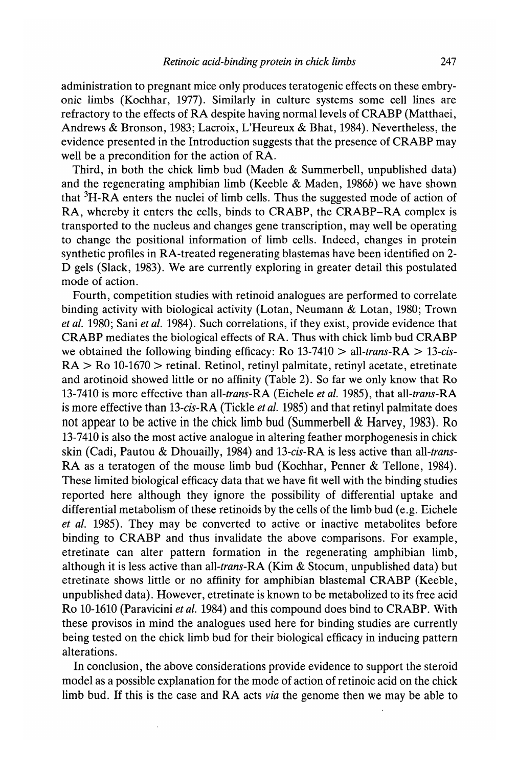administration to pregnant mice only produces teratogenic effects on these embryonic limbs (Kochhar, 1977). Similarly in culture systems some cell lines are refractory to the effects of RA despite having normal levels of CRABP (Matthaei, Andrews & Bronson, 1983; Lacroix, L'Heureux & Bhat, 1984). Nevertheless, the evidence presented in the Introduction suggests that the presence of CRABP may well be a precondition for the action of RA.

Third, in both the chick limb bud (Maden & Summerbell, unpublished data) and the regenerating amphibian limb (Keeble & Maden, 1986*b*) we have shown that $^{3}$H-RA enters the nuclei of limb cells. Thus the suggested mode of action of RA, whereby it enters the cells, binds to CRABP, the CRABP–RA complex is transported to the nucleus and changes gene transcription, may well be operating to change the positional information of limb cells. Indeed, changes in protein synthetic profiles in RA-treated regenerating blastemas have been identified on 2-D gels (Slack, 1983). We are currently exploring in greater detail this postulated mode of action.

Fourth, competition studies with retinoid analogues are performed to correlate binding activity with biological activity (Lotan, Neumann & Lotan, 1980; Trown *et al.* 1980; Sani *et al.* 1984). Such correlations, if they exist, provide evidence that CRABP mediates the biological effects of RA. Thus with chick limb bud CRABP we obtained the following binding efficacy: Ro 13-7410 > *all-trans*-RA > 13-*cis*-RA > Ro 10-1670 > retinal. Retinol, retinyl palmitate, retinyl acetate, etretinate and arotinoid showed little or no affinity (Table 2). So far we only know that Ro 13-7410 is more effective than *all-trans*-RA (Eichele *et al.* 1985), that *all-trans*-RA is more effective than 13-*cis*-RA (Tickle *et al.* 1985) and that retinyl palmitate does not appear to be active in the chick limb bud (Summerbell & Harvey, 1983). Ro 13-7410 is also the most active analogue in altering feather morphogenesis in chick skin (Cadi, Pautou & Dhouailly, 1984) and 13-*cis*-RA is less active than *all-trans*-RA as a teratogen of the mouse limb bud (Kochhar, Penner & Tellone, 1984). These limited biological efficacy data that we have fit well with the binding studies reported here although they ignore the possibility of differential uptake and differential metabolism of these retinoids by the cells of the limb bud (e.g. Eichele *et al.* 1985). They may be converted to active or inactive metabolites before binding to CRABP and thus invalidate the above comparisons. For example, etretinate can alter pattern formation in the regenerating amphibian limb, although it is less active than *all-trans*-RA (Kim & Stocum, unpublished data) but etretinate shows little or no affinity for amphibian blastemal CRABP (Keeble, unpublished data). However, etretinate is known to be metabolized to its free acid Ro 10-1610 (Paravicini *et al.* 1984) and this compound does bind to CRABP. With these provisos in mind the analogues used here for binding studies are currently being tested on the chick limb bud for their biological efficacy in inducing pattern alterations.

In conclusion, the above considerations provide evidence to support the steroid model as a possible explanation for the mode of action of retinoic acid on the chick limb bud. If this is the case and RA acts *via* the genome then we may be able to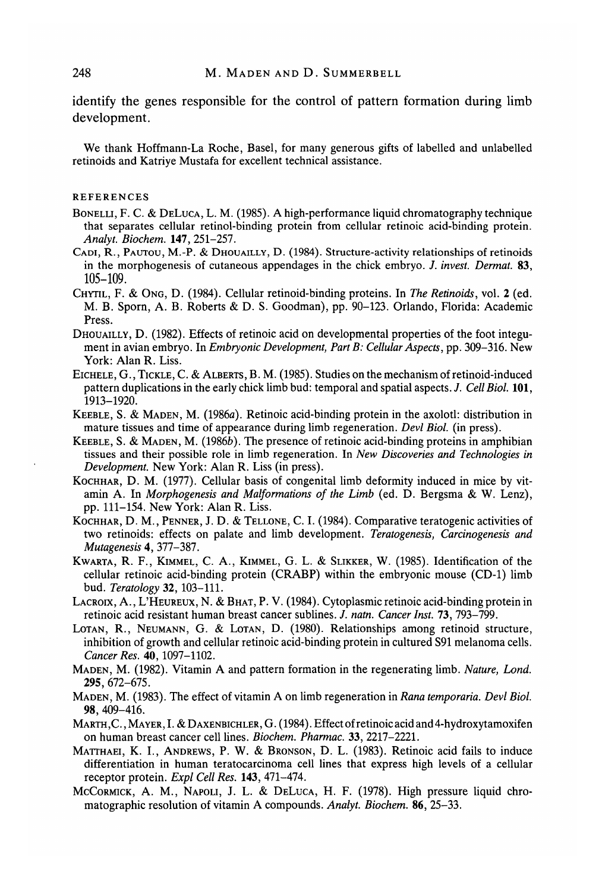identify the genes responsible for the control of pattern formation during limb development.

We thank Hoffmann-La Roche, Basel, for many generous gifts of labelled and unlabelled retinoids and Katriye Mustafa for excellent technical assistance.

## REFERENCES

Bonelli, F. C. & DeLuca, L. M. (1985). A high-performance liquid chromatography technique that separates cellular retinol-binding protein from cellular retinoic acid-binding protein. *Analyt. Biochem.* **147**, 251–257.

Cadi, R., Pautou, M.-P. & Dhouailly, D. (1984). Structure-activity relationships of retinoids in the morphogenesis of cutaneous appendages in the chick embryo. *J. invest. Dermat.* **83**, 105–109.

Chytil, F. & Ong, D. (1984). Cellular retinoid-binding proteins. In *The Retinoids*, vol. **2** (ed. M. B. Sporn, A. B. Roberts & D. S. Goodman), pp. 90–123. Orlando, Florida: Academic Press.

Dhouailly, D. (1982). Effects of retinoic acid on developmental properties of the foot integument in avian embryo. In *Embryonic Development, Part B: Cellular Aspects*, pp. 309–316. New York: Alan R. Liss.

Eichele, G., Tickle, C. & Alberts, B. M. (1985). Studies on the mechanism of retinoid-induced pattern duplications in the early chick limb bud: temporal and spatial aspects. *J. Cell Biol.* **101**, 1913–1920.

Keeble, S. & Maden, M. (1986*a*). Retinoic acid-binding protein in the axolotl: distribution in mature tissues and time of appearance during limb regeneration. *Devl Biol.* (in press).

Keeble, S. & Maden, M. (1986*b*). The presence of retinoic acid-binding proteins in amphibian tissues and their possible role in limb regeneration. In *New Discoveries and Technologies in Development.* New York: Alan R. Liss (in press).

Kochhar, D. M. (1977). Cellular basis of congenital limb deformity induced in mice by vitamin A. In *Morphogenesis and Malformations of the Limb* (ed. D. Bergsma & W. Lenz), pp. 111–154. New York: Alan R. Liss.

Kochhar, D. M., Penner, J. D. & Tellone, C. I. (1984). Comparative teratogenic activities of two retinoids: effects on palate and limb development. *Teratogenesis, Carcinogenesis and Mutagenesis* **4**, 377–387.

Kwarta, R. F., Kimmel, C. A., Kimmel, G. L. & Slikker, W. (1985). Identification of the cellular retinoic acid-binding protein (CRABP) within the embryonic mouse (CD-1) limb bud. *Teratology* **32**, 103–111.

Lacroix, A., L'Heureux, N. & Bhat, P. V. (1984). Cytoplasmic retinoic acid-binding protein in retinoic acid resistant human breast cancer sublines. *J. natn. Cancer Inst.* **73**, 793–799.

Lotan, R., Neumann, G. & Lotan, D. (1980). Relationships among retinoid structure, inhibition of growth and cellular retinoic acid-binding protein in cultured S91 melanoma cells. *Cancer Res.* **40**, 1097–1102.

Maden, M. (1982). Vitamin A and pattern formation in the regenerating limb. *Nature, Lond.* **295**, 672–675.

Maden, M. (1983). The effect of vitamin A on limb regeneration in *Rana temporaria*. *Devl Biol.* **98**, 409–416.

Marth, C., Mayer, I. & Daxenbichler, G. (1984). Effect of retinoic acid and 4-hydroxytamoxifen on human breast cancer cell lines. *Biochem. Pharmac.* **33**, 2217–2221.

Matthaei, K. I., Andrews, P. W. & Bronson, D. L. (1983). Retinoic acid fails to induce differentiation in human teratocarcinoma cell lines that express high levels of a cellular receptor protein. *Expl Cell Res.* **143**, 471–474.

McCormick, A. M., Napoli, J. L. & DeLuca, H. F. (1978). High pressure liquid chromatographic resolution of vitamin A compounds. *Analyt. Biochem.* **86**, 25–33.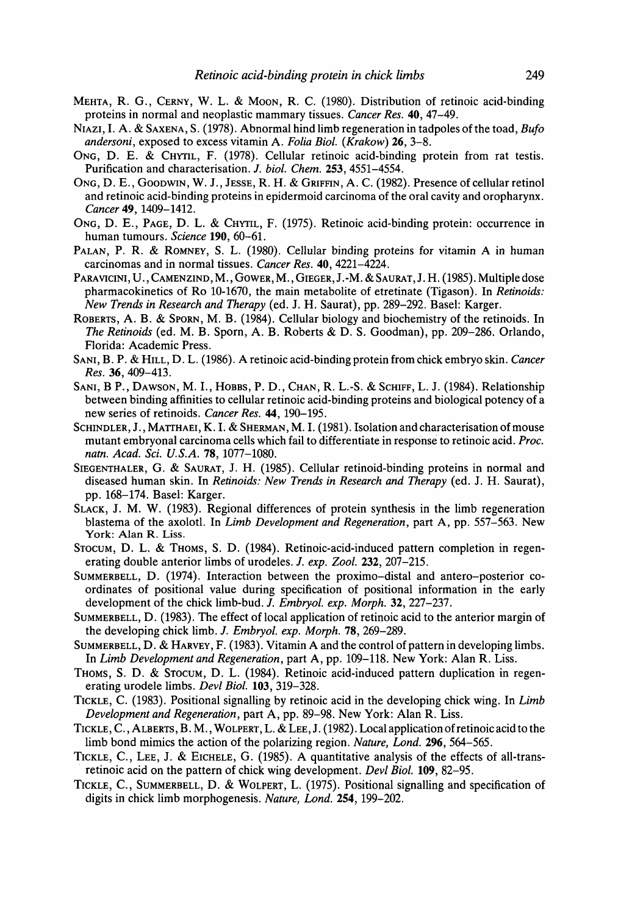Mehta, R. G., Cerny, W. L. & Moon, R. C. (1980). Distribution of retinoic acid-binding proteins in normal and neoplastic mammary tissues. *Cancer Res.* **40**, 47–49.

Niazi, I. A. & Saxena, S. (1978). Abnormal hind limb regeneration in tadpoles of the toad, *Bufo andersoni*, exposed to excess vitamin A. *Folia Biol. (Krakow)* **26**, 3–8.

Ong, D. E. & Chytil, F. (1978). Cellular retinoic acid-binding protein from rat testis. Purification and characterisation. *J. biol. Chem.* **253**, 4551–4554.

Ong, D. E., Goodwin, W. J., Jesse, R. H. & Griffin, A. C. (1982). Presence of cellular retinol and retinoic acid-binding proteins in epidermoid carcinoma of the oral cavity and oropharynx. *Cancer* **49**, 1409–1412.

Ong, D. E., Page, D. L. & Chytil, F. (1975). Retinoic acid-binding protein: occurrence in human tumours. *Science* **190**, 60–61.

Palan, P. R. & Romney, S. L. (1980). Cellular binding proteins for vitamin A in human carcinomas and in normal tissues. *Cancer Res.* **40**, 4221–4224.

Paravicini, U., Camenzind, M., Gower, M., Gieger, J.-M. & Saurat, J. H. (1985). Multiple dose pharmacokinetics of Ro 10-1670, the main metabolite of etretinate (Tigason). In *Retinoids: New Trends in Research and Therapy* (ed. J. H. Saurat), pp. 289–292. Basel: Karger.

Roberts, A. B. & Sporn, M. B. (1984). Cellular biology and biochemistry of the retinoids. In *The Retinoids* (ed. M. B. Sporn, A. B. Roberts & D. S. Goodman), pp. 209–286. Orlando, Florida: Academic Press.

Sani, B. P. & Hill, D. L. (1986). A retinoic acid-binding protein from chick embryo skin. *Cancer Res.* **36**, 409–413.

Sani, B P., Dawson, M. I., Hobbs, P. D., Chan, R. L.-S. & Schiff, L. J. (1984). Relationship between binding affinities to cellular retinoic acid-binding proteins and biological potency of a new series of retinoids. *Cancer Res.* **44**, 190–195.

Schindler, J., Matthaei, K. I. & Sherman, M. I. (1981). Isolation and characterisation of mouse mutant embryonal carcinoma cells which fail to differentiate in response to retinoic acid. *Proc. natn. Acad. Sci. U.S.A.* **78**, 1077–1080.

Siegenthaler, G. & Saurat, J. H. (1985). Cellular retinoid-binding proteins in normal and diseased human skin. In *Retinoids: New Trends in Research and Therapy* (ed. J. H. Saurat), pp. 168–174. Basel: Karger.

Slack, J. M. W. (1983). Regional differences of protein synthesis in the limb regeneration blastema of the axolotl. In *Limb Development and Regeneration*, part A, pp. 557–563. New York: Alan R. Liss.

Stocum, D. L. & Thoms, S. D. (1984). Retinoic-acid-induced pattern completion in regenerating double anterior limbs of urodeles. *J. exp. Zool.* **232**, 207–215.

Summerbell, D. (1974). Interaction between the proximo-distal and antero-posterior co-ordinates of positional value during specification of positional information in the early development of the chick limb-bud. *J. Embryol. exp. Morph.* **32**, 227–237.

Summerbell, D. (1983). The effect of local application of retinoic acid to the anterior margin of the developing chick limb. *J. Embryol. exp. Morph.* **78**, 269–289.

Summerbell, D. & Harvey, F. (1983). Vitamin A and the control of pattern in developing limbs. In *Limb Development and Regeneration*, part A, pp. 109–118. New York: Alan R. Liss.

Thoms, S. D. & Stocum, D. L. (1984). Retinoic acid-induced pattern duplication in regenerating urodele limbs. *Devl Biol.* **103**, 319–328.

Tickle, C. (1983). Positional signalling by retinoic acid in the developing chick wing. In *Limb Development and Regeneration*, part A, pp. 89–98. New York: Alan R. Liss.

Tickle, C., Alberts, B. M., Wolpert, L. & Lee, J. (1982). Local application of retinoic acid to the limb bond mimics the action of the polarizing region. *Nature, Lond.* **296**, 564–565.

Tickle, C., Lee, J. & Eichele, G. (1985). A quantitative analysis of the effects of all-trans-retinoic acid on the pattern of chick wing development. *Devl Biol.* **109**, 82–95.

Tickle, C., Summerbell, D. & Wolpert, L. (1975). Positional signalling and specification of digits in chick limb morphogenesis. *Nature, Lond.* **254**, 199–202.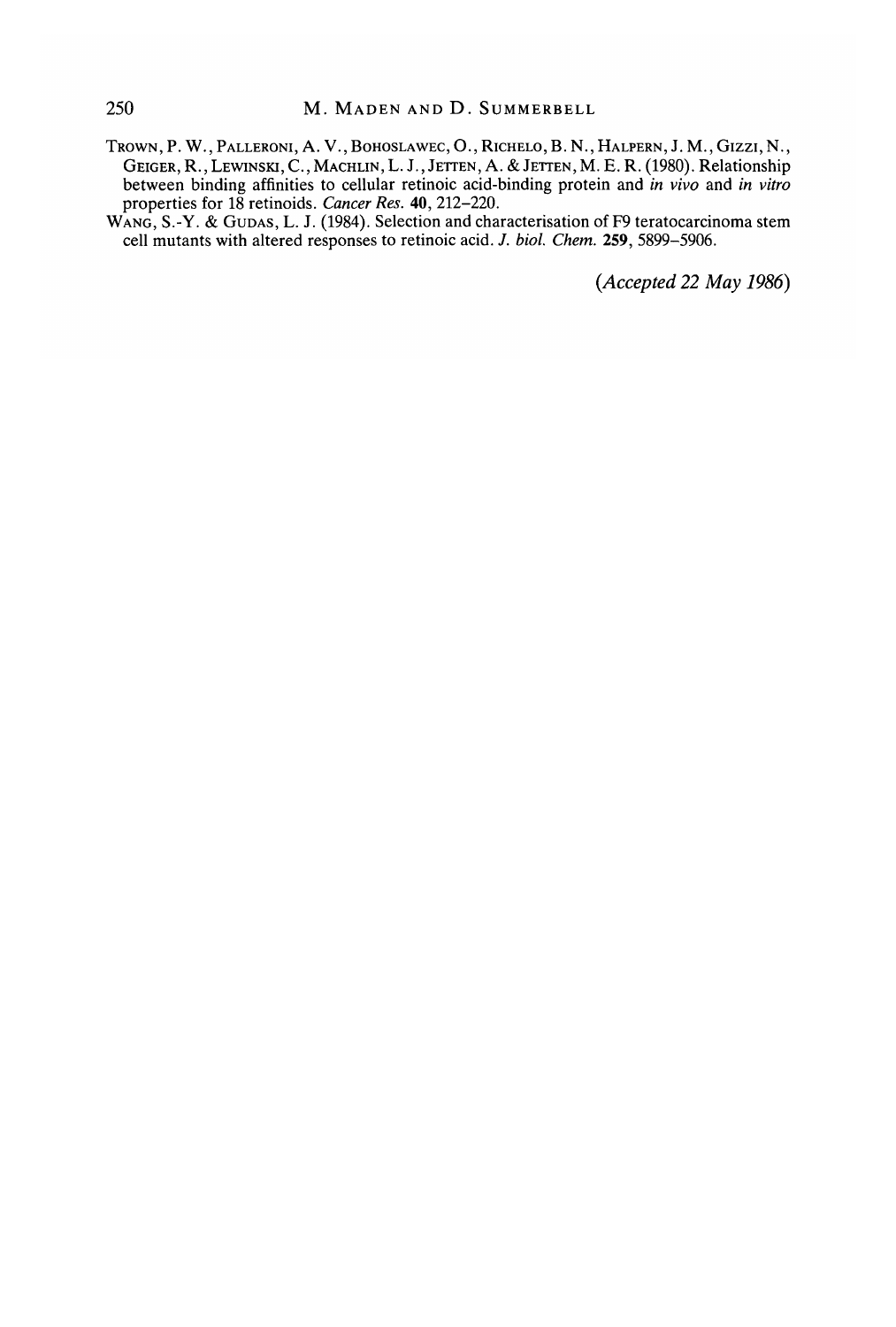Trown, P. W., Palleroni, A. V., Bohoslawec, O., Richelo, B. N., Halpern, J. M., Gizzi, N., Geiger, R., Lewinski, C., Machlin, L. J., Jetten, A. & Jetten, M. E. R. (1980). Relationship between binding affinities to cellular retinoic acid-binding protein and *in vivo* and *in vitro* properties for 18 retinoids. *Cancer Res.* **40**, 212–220.

Wang, S.-Y. & Gudas, L. J. (1984). Selection and characterisation of F9 teratocarcinoma stem cell mutants with altered responses to retinoic acid. *J. biol. Chem.* **259**, 5899–5906.

*(Accepted 22 May 1986)*